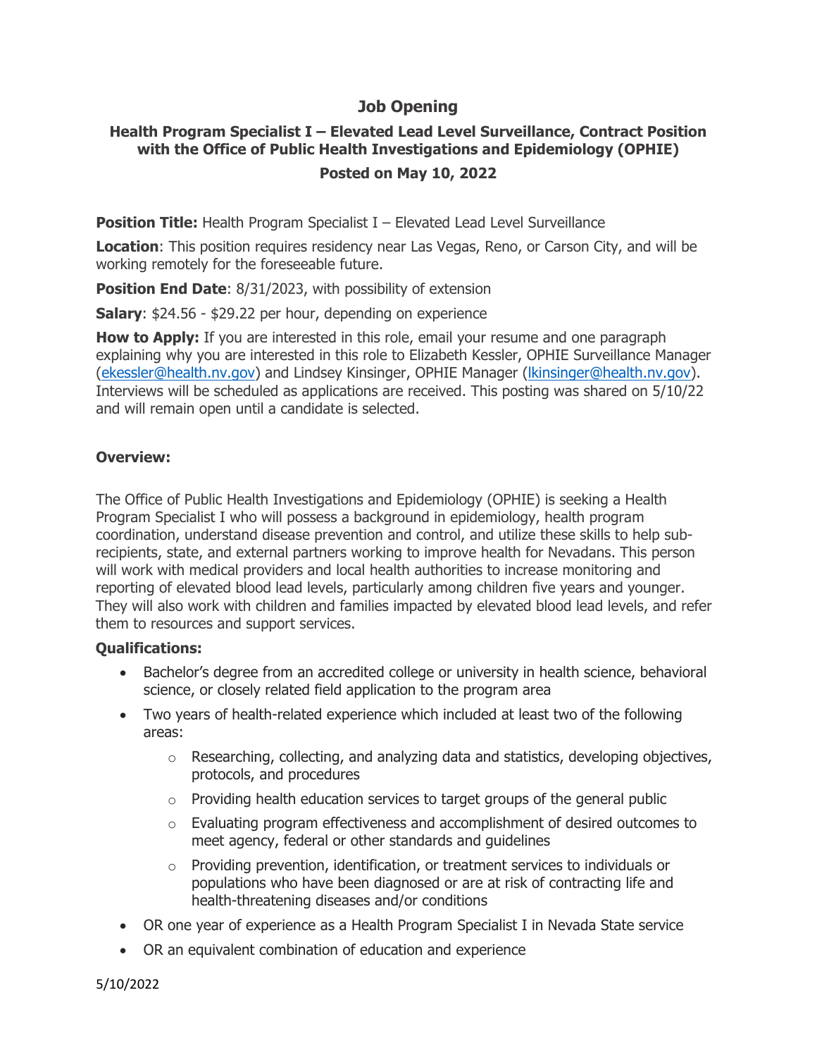# Job Opening

## Health Program Specialist I – Elevated Lead Level Surveillance, Contract Position with the Office of Public Health Investigations and Epidemiology (OPHIE)

### Posted on May 10, 2022

**Position Title:** Health Program Specialist I – Elevated Lead Level Surveillance

**Location**: This position requires residency near Las Vegas, Reno, or Carson City, and will be working remotely for the foreseeable future.

**Position End Date**: 8/31/2023, with possibility of extension

**Salary**: $24.56 - $29.22 per hour, depending on experience

**How to Apply:** If you are interested in this role, email your resume and one paragraph explaining why you are interested in this role to Elizabeth Kessler, OPHIE Surveillance Manager (ekessler@health.nv.gov) and Lindsey Kinsinger, OPHIE Manager (lkinsinger@health.nv.gov). Interviews will be scheduled as applications are received. This posting was shared on 5/10/22 and will remain open until a candidate is selected.

**Overview:**

The Office of Public Health Investigations and Epidemiology (OPHIE) is seeking a Health Program Specialist I who will possess a background in epidemiology, health program coordination, understand disease prevention and control, and utilize these skills to help sub-recipients, state, and external partners working to improve health for Nevadans. This person will work with medical providers and local health authorities to increase monitoring and reporting of elevated blood lead levels, particularly among children five years and younger. They will also work with children and families impacted by elevated blood lead levels, and refer them to resources and support services.

**Qualifications:**

- Bachelor's degree from an accredited college or university in health science, behavioral science, or closely related field application to the program area
- Two years of health-related experience which included at least two of the following areas:
  - Researching, collecting, and analyzing data and statistics, developing objectives, protocols, and procedures
  - Providing health education services to target groups of the general public
  - Evaluating program effectiveness and accomplishment of desired outcomes to meet agency, federal or other standards and guidelines
  - Providing prevention, identification, or treatment services to individuals or populations who have been diagnosed or are at risk of contracting life and health-threatening diseases and/or conditions
- OR one year of experience as a Health Program Specialist I in Nevada State service
- OR an equivalent combination of education and experience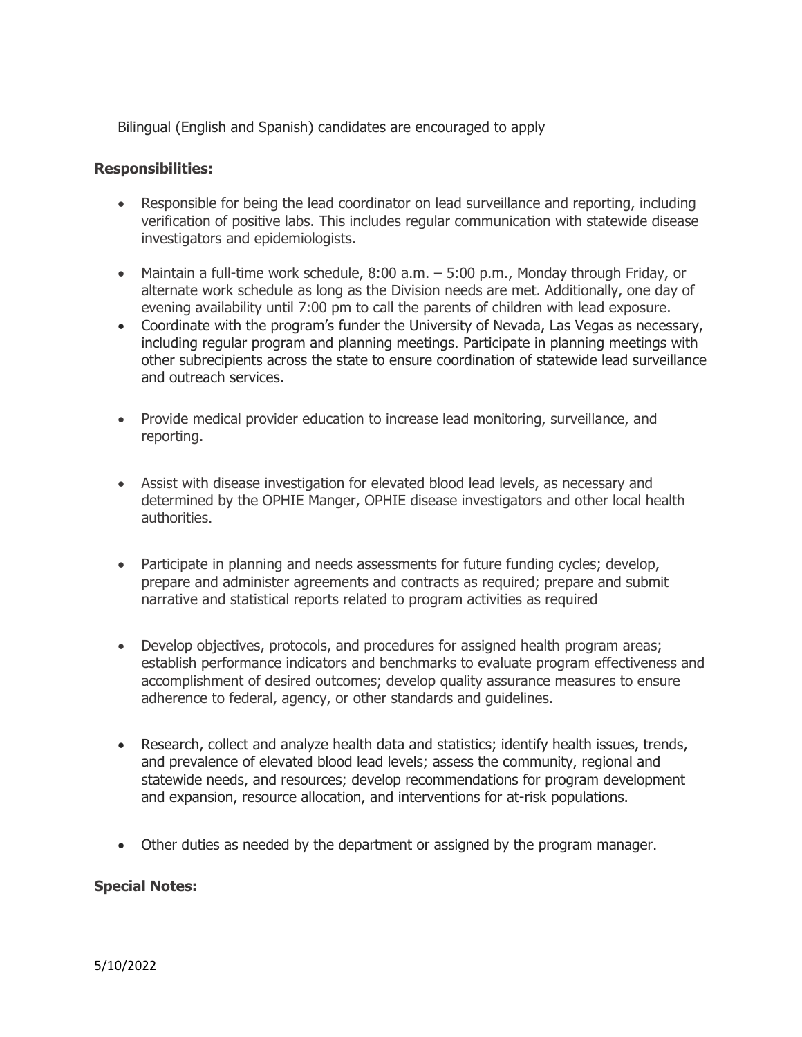Bilingual (English and Spanish) candidates are encouraged to apply

**Responsibilities:**

- Responsible for being the lead coordinator on lead surveillance and reporting, including verification of positive labs. This includes regular communication with statewide disease investigators and epidemiologists.
- Maintain a full-time work schedule, 8:00 a.m. – 5:00 p.m., Monday through Friday, or alternate work schedule as long as the Division needs are met. Additionally, one day of evening availability until 7:00 pm to call the parents of children with lead exposure.
- Coordinate with the program's funder the University of Nevada, Las Vegas as necessary, including regular program and planning meetings. Participate in planning meetings with other subrecipients across the state to ensure coordination of statewide lead surveillance and outreach services.
- Provide medical provider education to increase lead monitoring, surveillance, and reporting.
- Assist with disease investigation for elevated blood lead levels, as necessary and determined by the OPHIE Manger, OPHIE disease investigators and other local health authorities.
- Participate in planning and needs assessments for future funding cycles; develop, prepare and administer agreements and contracts as required; prepare and submit narrative and statistical reports related to program activities as required
- Develop objectives, protocols, and procedures for assigned health program areas; establish performance indicators and benchmarks to evaluate program effectiveness and accomplishment of desired outcomes; develop quality assurance measures to ensure adherence to federal, agency, or other standards and guidelines.
- Research, collect and analyze health data and statistics; identify health issues, trends, and prevalence of elevated blood lead levels; assess the community, regional and statewide needs, and resources; develop recommendations for program development and expansion, resource allocation, and interventions for at-risk populations.
- Other duties as needed by the department or assigned by the program manager.

**Special Notes:**

5/10/2022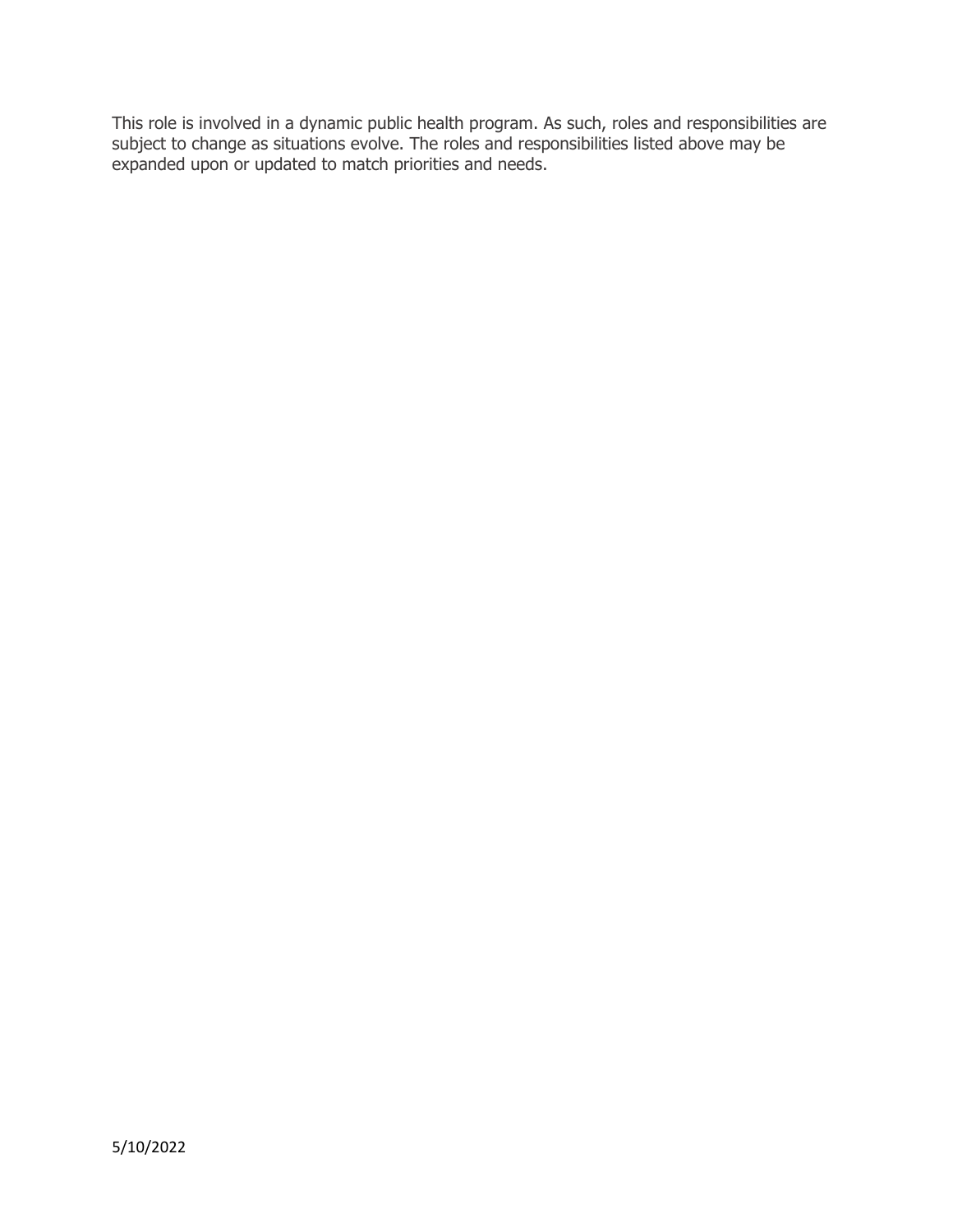This role is involved in a dynamic public health program. As such, roles and responsibilities are subject to change as situations evolve. The roles and responsibilities listed above may be expanded upon or updated to match priorities and needs.

5/10/2022